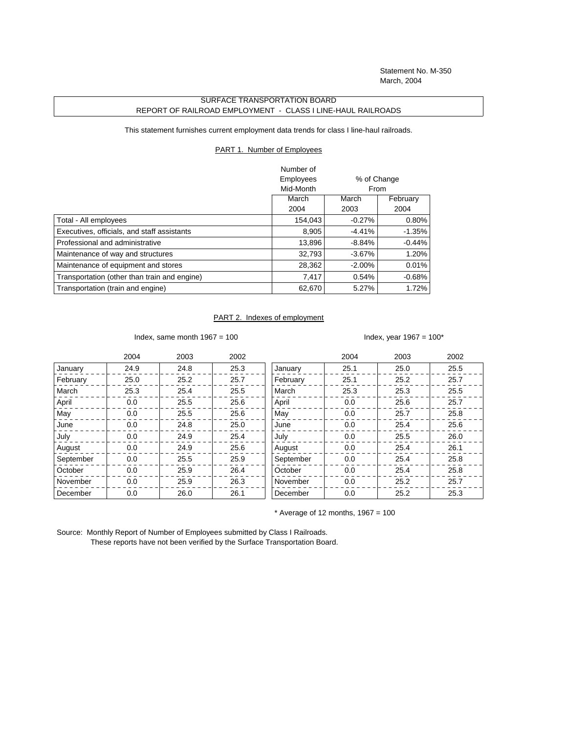Statement No. M-350
March, 2004

# SURFACE TRANSPORTATION BOARD
## REPORT OF RAILROAD EMPLOYMENT - CLASS I LINE-HAUL RAILROADS

This statement furnishes current employment data trends for class I line-haul railroads.

### PART 1. Number of Employees

| | Number of Employees Mid-Month | % of Change From | |
|---|---|---|---|
| | March 2004 | March 2003 | February 2004 |
| Total - All employees | 154,043 | -0.27% | 0.80% |
| Executives, officials, and staff assistants | 8,905 | -4.41% | -1.35% |
| Professional and administrative | 13,896 | -8.84% | -0.44% |
| Maintenance of way and structures | 32,793 | -3.67% | 1.20% |
| Maintenance of equipment and stores | 28,362 | -2.00% | 0.01% |
| Transportation (other than train and engine) | 7,417 | 0.54% | -0.68% |
| Transportation (train and engine) | 62,670 | 5.27% | 1.72% |

### PART 2. Indexes of employment

Index, same month 1967 = 100

| | 2004 | 2003 | 2002 |
|---|---|---|---|
| January | 24.9 | 24.8 | 25.3 |
| February | 25.0 | 25.2 | 25.7 |
| March | 25.3 | 25.4 | 25.5 |
| April | 0.0 | 25.5 | 25.6 |
| May | 0.0 | 25.5 | 25.6 |
| June | 0.0 | 24.8 | 25.0 |
| July | 0.0 | 24.9 | 25.4 |
| August | 0.0 | 24.9 | 25.6 |
| September | 0.0 | 25.5 | 25.9 |
| October | 0.0 | 25.9 | 26.4 |
| November | 0.0 | 25.9 | 26.3 |
| December | 0.0 | 26.0 | 26.1 |

Index, year 1967 = 100*

| | 2004 | 2003 | 2002 |
|---|---|---|---|
| January | 25.1 | 25.0 | 25.5 |
| February | 25.1 | 25.2 | 25.7 |
| March | 25.3 | 25.3 | 25.5 |
| April | 0.0 | 25.6 | 25.7 |
| May | 0.0 | 25.7 | 25.8 |
| June | 0.0 | 25.4 | 25.6 |
| July | 0.0 | 25.5 | 26.0 |
| August | 0.0 | 25.4 | 26.1 |
| September | 0.0 | 25.4 | 25.8 |
| October | 0.0 | 25.4 | 25.8 |
| November | 0.0 | 25.2 | 25.7 |
| December | 0.0 | 25.2 | 25.3 |

* Average of 12 months, 1967 = 100

Source: Monthly Report of Number of Employees submitted by Class I Railroads.
These reports have not been verified by the Surface Transportation Board.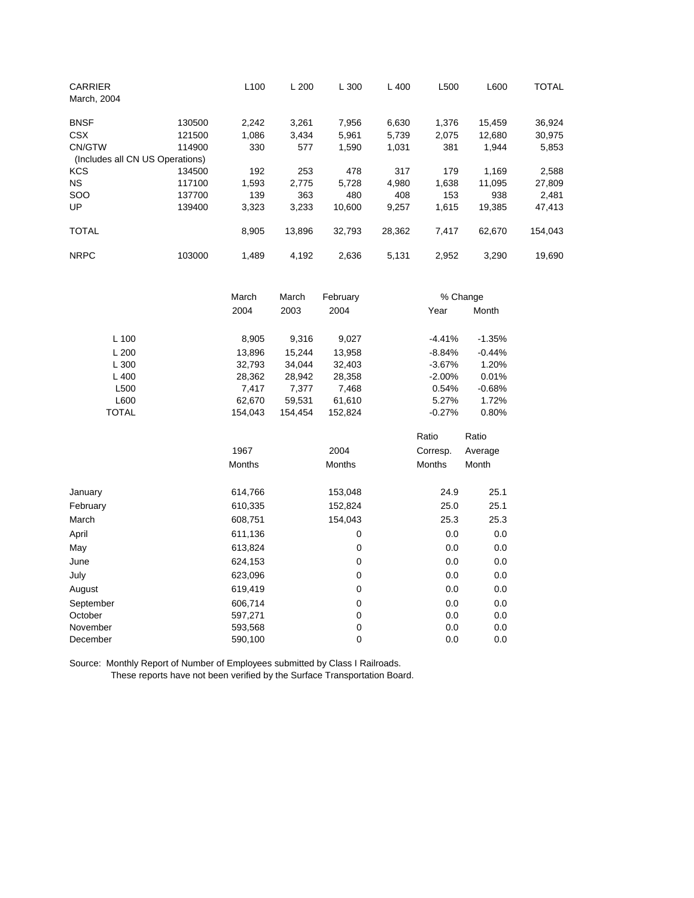| CARRIER<br>March, 2004 | | L100 | L 200 | L 300 | L 400 | L500 | L600 | TOTAL |
|---|---|---|---|---|---|---|---|---|
| BNSF | 130500 | 2,242 | 3,261 | 7,956 | 6,630 | 1,376 | 15,459 | 36,924 |
| CSX | 121500 | 1,086 | 3,434 | 5,961 | 5,739 | 2,075 | 12,680 | 30,975 |
| CN/GTW | 114900 | 330 | 577 | 1,590 | 1,031 | 381 | 1,944 | 5,853 |
| (Includes all CN US Operations) | | | | | | | | |
| KCS | 134500 | 192 | 253 | 478 | 317 | 179 | 1,169 | 2,588 |
| NS | 117100 | 1,593 | 2,775 | 5,728 | 4,980 | 1,638 | 11,095 | 27,809 |
| SOO | 137700 | 139 | 363 | 480 | 408 | 153 | 938 | 2,481 |
| UP | 139400 | 3,323 | 3,233 | 10,600 | 9,257 | 1,615 | 19,385 | 47,413 |
| TOTAL | | 8,905 | 13,896 | 32,793 | 28,362 | 7,417 | 62,670 | 154,043 |
| NRPC | 103000 | 1,489 | 4,192 | 2,636 | 5,131 | 2,952 | 3,290 | 19,690 |

| | March 2004 | March 2003 | February 2004 | % Change Year | % Change Month |
|---|---|---|---|---|---|
| L 100 | 8,905 | 9,316 | 9,027 | -4.41% | -1.35% |
| L 200 | 13,896 | 15,244 | 13,958 | -8.84% | -0.44% |
| L 300 | 32,793 | 34,044 | 32,403 | -3.67% | 1.20% |
| L 400 | 28,362 | 28,942 | 28,358 | -2.00% | 0.01% |
| L500 | 7,417 | 7,377 | 7,468 | 0.54% | -0.68% |
| L600 | 62,670 | 59,531 | 61,610 | 5.27% | 1.72% |
| TOTAL | 154,043 | 154,454 | 152,824 | -0.27% | 0.80% |

| | 1967 Months | 2004 Months | Ratio Corresp. Months | Ratio Average Month |
|---|---|---|---|---|
| January | 614,766 | 153,048 | 24.9 | 25.1 |
| February | 610,335 | 152,824 | 25.0 | 25.1 |
| March | 608,751 | 154,043 | 25.3 | 25.3 |
| April | 611,136 | 0 | 0.0 | 0.0 |
| May | 613,824 | 0 | 0.0 | 0.0 |
| June | 624,153 | 0 | 0.0 | 0.0 |
| July | 623,096 | 0 | 0.0 | 0.0 |
| August | 619,419 | 0 | 0.0 | 0.0 |
| September | 606,714 | 0 | 0.0 | 0.0 |
| October | 597,271 | 0 | 0.0 | 0.0 |
| November | 593,568 | 0 | 0.0 | 0.0 |
| December | 590,100 | 0 | 0.0 | 0.0 |

Source: Monthly Report of Number of Employees submitted by Class I Railroads.
These reports have not been verified by the Surface Transportation Board.